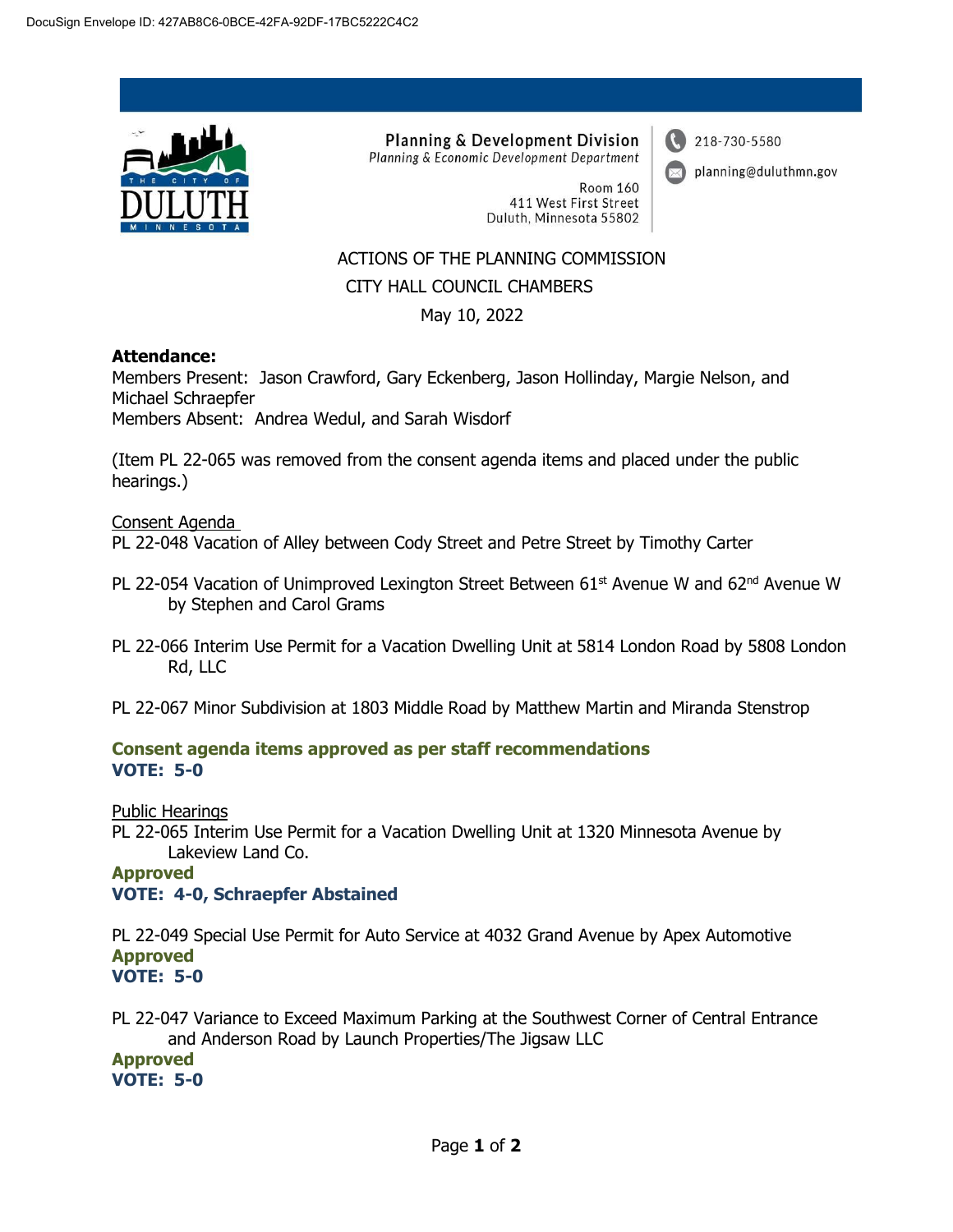DocuSign Envelope ID: 427AB8C6-0BCE-42FA-92DF-17BC5222C4C2

**Planning & Development Division**
*Planning & Economic Development Department*

Room 160
411 West First Street
Duluth, Minnesota 55802

218-730-5580
planning@duluthmn.gov

ACTIONS OF THE PLANNING COMMISSION
CITY HALL COUNCIL CHAMBERS
May 10, 2022

**Attendance:**
Members Present: Jason Crawford, Gary Eckenberg, Jason Hollinday, Margie Nelson, and Michael Schraepfer
Members Absent: Andrea Wedul, and Sarah Wisdorf

(Item PL 22-065 was removed from the consent agenda items and placed under the public hearings.)

Consent Agenda

PL 22-048 Vacation of Alley between Cody Street and Petre Street by Timothy Carter

PL 22-054 Vacation of Unimproved Lexington Street Between 61st Avenue W and 62nd Avenue W by Stephen and Carol Grams

PL 22-066 Interim Use Permit for a Vacation Dwelling Unit at 5814 London Road by 5808 London Rd, LLC

PL 22-067 Minor Subdivision at 1803 Middle Road by Matthew Martin and Miranda Stenstrop

**Consent agenda items approved as per staff recommendations**
**VOTE: 5-0**

Public Hearings

PL 22-065 Interim Use Permit for a Vacation Dwelling Unit at 1320 Minnesota Avenue by Lakeview Land Co.
**Approved**
**VOTE: 4-0, Schraepfer Abstained**

PL 22-049 Special Use Permit for Auto Service at 4032 Grand Avenue by Apex Automotive
**Approved**
**VOTE: 5-0**

PL 22-047 Variance to Exceed Maximum Parking at the Southwest Corner of Central Entrance and Anderson Road by Launch Properties/The Jigsaw LLC
**Approved**
**VOTE: 5-0**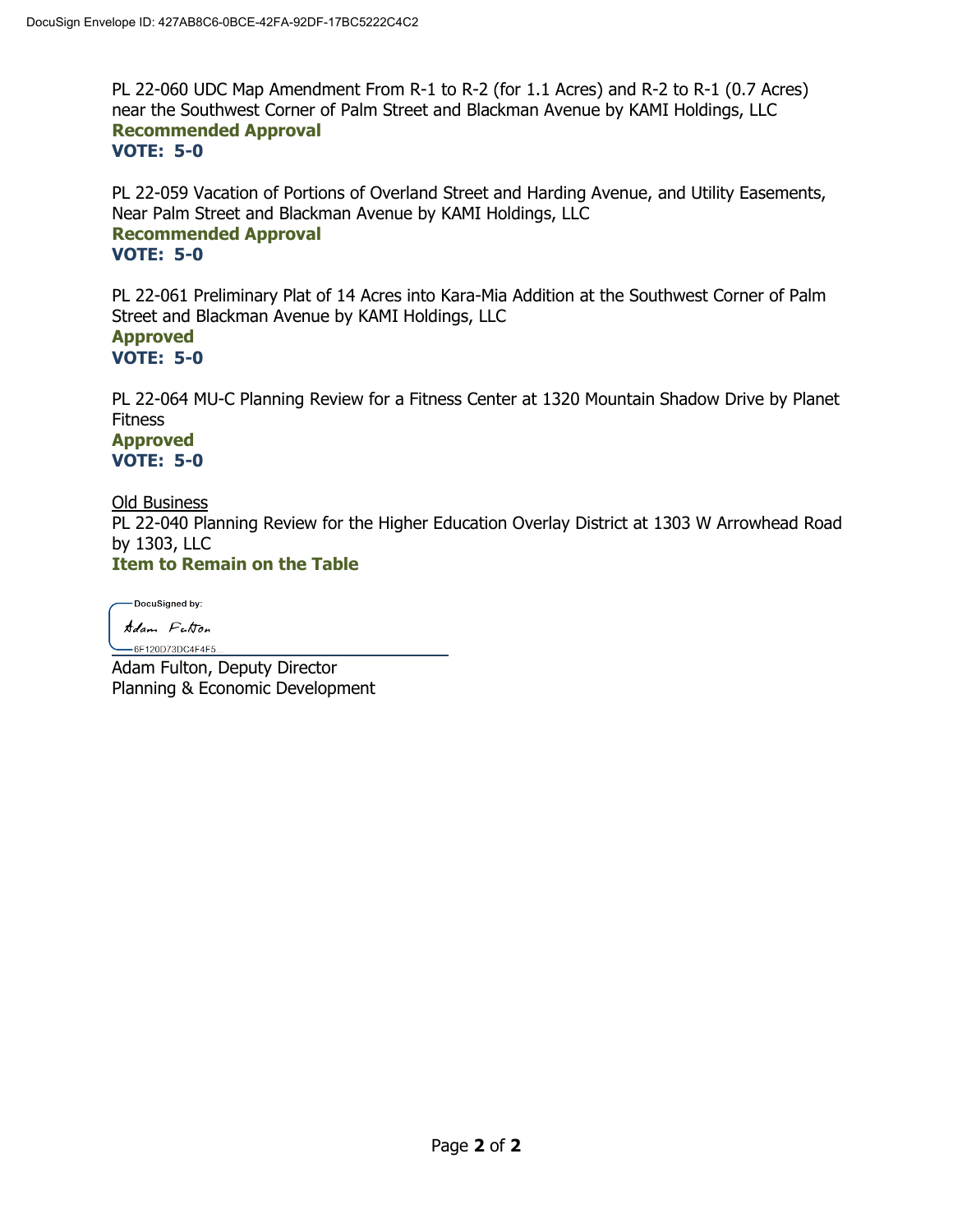PL 22-060 UDC Map Amendment From R-1 to R-2 (for 1.1 Acres) and R-2 to R-1 (0.7 Acres) near the Southwest Corner of Palm Street and Blackman Avenue by KAMI Holdings, LLC
**Recommended Approval**
**VOTE: 5-0**

PL 22-059 Vacation of Portions of Overland Street and Harding Avenue, and Utility Easements, Near Palm Street and Blackman Avenue by KAMI Holdings, LLC
**Recommended Approval**
**VOTE: 5-0**

PL 22-061 Preliminary Plat of 14 Acres into Kara-Mia Addition at the Southwest Corner of Palm Street and Blackman Avenue by KAMI Holdings, LLC
**Approved**
**VOTE: 5-0**

PL 22-064 MU-C Planning Review for a Fitness Center at 1320 Mountain Shadow Drive by Planet Fitness
**Approved**
**VOTE: 5-0**

Old Business
PL 22-040 Planning Review for the Higher Education Overlay District at 1303 W Arrowhead Road by 1303, LLC
**Item to Remain on the Table**

DocuSigned by:
Adam Fulton
6F120D73DC4F4F5...

Adam Fulton, Deputy Director
Planning & Economic Development